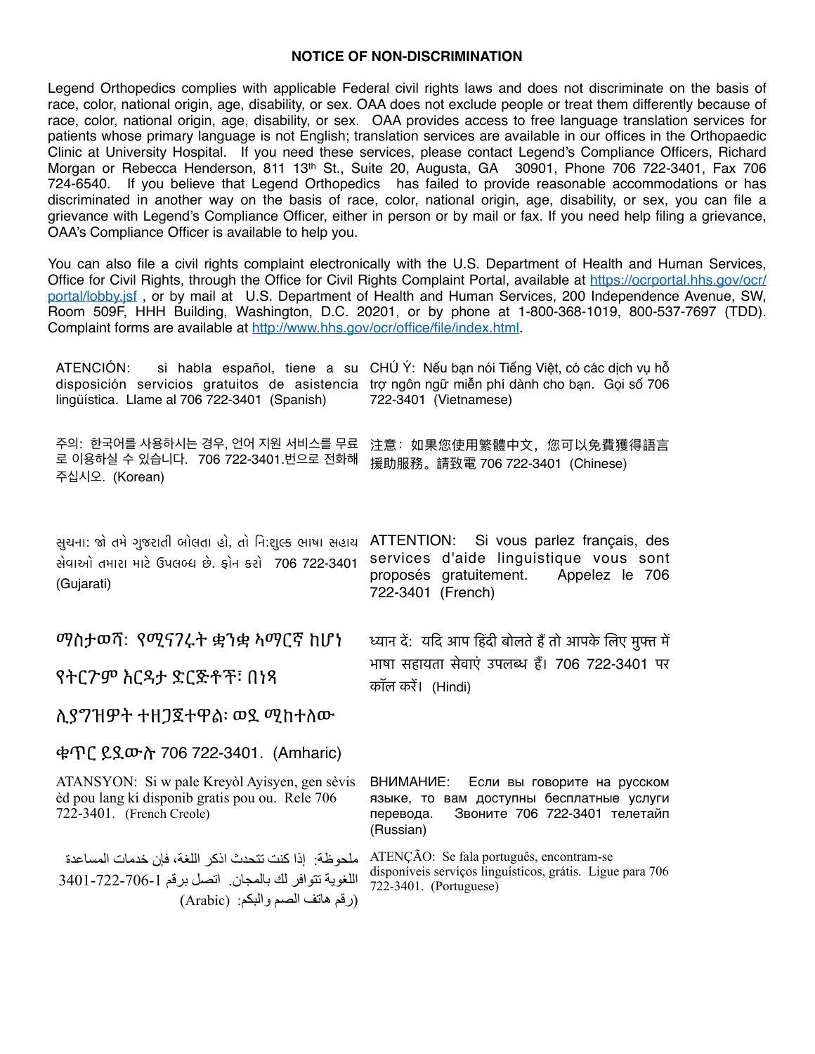## NOTICE OF NON-DISCRIMINATION

Legend Orthopedics complies with applicable Federal civil rights laws and does not discriminate on the basis of race, color, national origin, age, disability, or sex. OAA does not exclude people or treat them differently because of race, color, national origin, age, disability, or sex. OAA provides access to free language translation services for patients whose primary language is not English; translation services are available in our offices in the Orthopaedic Clinic at University Hospital. If you need these services, please contact Legend's Compliance Officers, Richard Morgan or Rebecca Henderson, 811 13th St., Suite 20, Augusta, GA 30901, Phone 706 722-3401, Fax 706 724-6540. If you believe that Legend Orthopedics has failed to provide reasonable accommodations or has discriminated in another way on the basis of race, color, national origin, age, disability, or sex, you can file a grievance with Legend's Compliance Officer, either in person or by mail or fax. If you need help filing a grievance, OAA's Compliance Officer is available to help you.

You can also file a civil rights complaint electronically with the U.S. Department of Health and Human Services, Office for Civil Rights, through the Office for Civil Rights Complaint Portal, available at https://ocrportal.hhs.gov/ocr/portal/lobby.jsf , or by mail at U.S. Department of Health and Human Services, 200 Independence Avenue, SW, Room 509F, HHH Building, Washington, D.C. 20201, or by phone at 1-800-368-1019, 800-537-7697 (TDD). Complaint forms are available at http://www.hhs.gov/ocr/office/file/index.html.

ATENCIÓN: si habla español, tiene a su disposición servicios gratuitos de asistencia lingüística. Llame al 706 722-3401 (Spanish)

CHÚ Ý: Nếu bạn nói Tiếng Việt, có các dịch vụ hỗ trợ ngôn ngữ miễn phí dành cho bạn. Gọi số 706 722-3401 (Vietnamese)

주의: 한국어를 사용하시는 경우, 언어 지원 서비스를 무료로 이용하실 수 있습니다. 706 722-3401.번으로 전화해 주십시오. (Korean)

注意：如果您使用繁體中文，您可以免費獲得語言援助服務。請致電 706 722-3401 (Chinese)

સુચના: જો તમે ગુજરાતી બોલતા હો, તો નિ:શુલ્ક ભાષા સહાય સેવાઓ તમારા માટે ઉપલબ્ધ છે. ફોન કરો 706 722-3401 (Gujarati)

ATTENTION: Si vous parlez français, des services d'aide linguistique vous sont proposés gratuitement. Appelez le 706 722-3401 (French)

ማስታወሻ: የሚናገሩት ቋንቋ ኣማርኛ ከሆነ የትርጉም እርዳታ ድርጅቶች፣ በነጻ ሊያግዝዎት ተዘጋጀተዋል፡ ወደ ሚከተለው ቁጥር ይደውሉ 706 722-3401. (Amharic)

ध्यान दें: यदि आप हिंदी बोलते हैं तो आपके लिए मुफ्त में भाषा सहायता सेवाएं उपलब्ध हैं। 706 722-3401 पर कॉल करें। (Hindi)

ATANSYON: Si w pale Kreyòl Ayisyen, gen sèvis èd pou lang ki disponib gratis pou ou. Rele 706 722-3401. (French Creole)

ВНИМАНИЕ: Если вы говорите на русском языке, то вам доступны бесплатные услуги перевода. Звоните 706 722-3401 телетайп (Russian)

ملحوظة: إذا كنت تتحدث اذكر اللغة، فإن خدمات المساعدة اللغوية تتوافر لك بالمجان. اتصل برقم 1-706-722-3401 (رقم هاتف الصم والبكم: (Arabic)

ATENÇÃO: Se fala português, encontram-se disponíveis serviços linguísticos, grátis. Ligue para 706 722-3401. (Portuguese)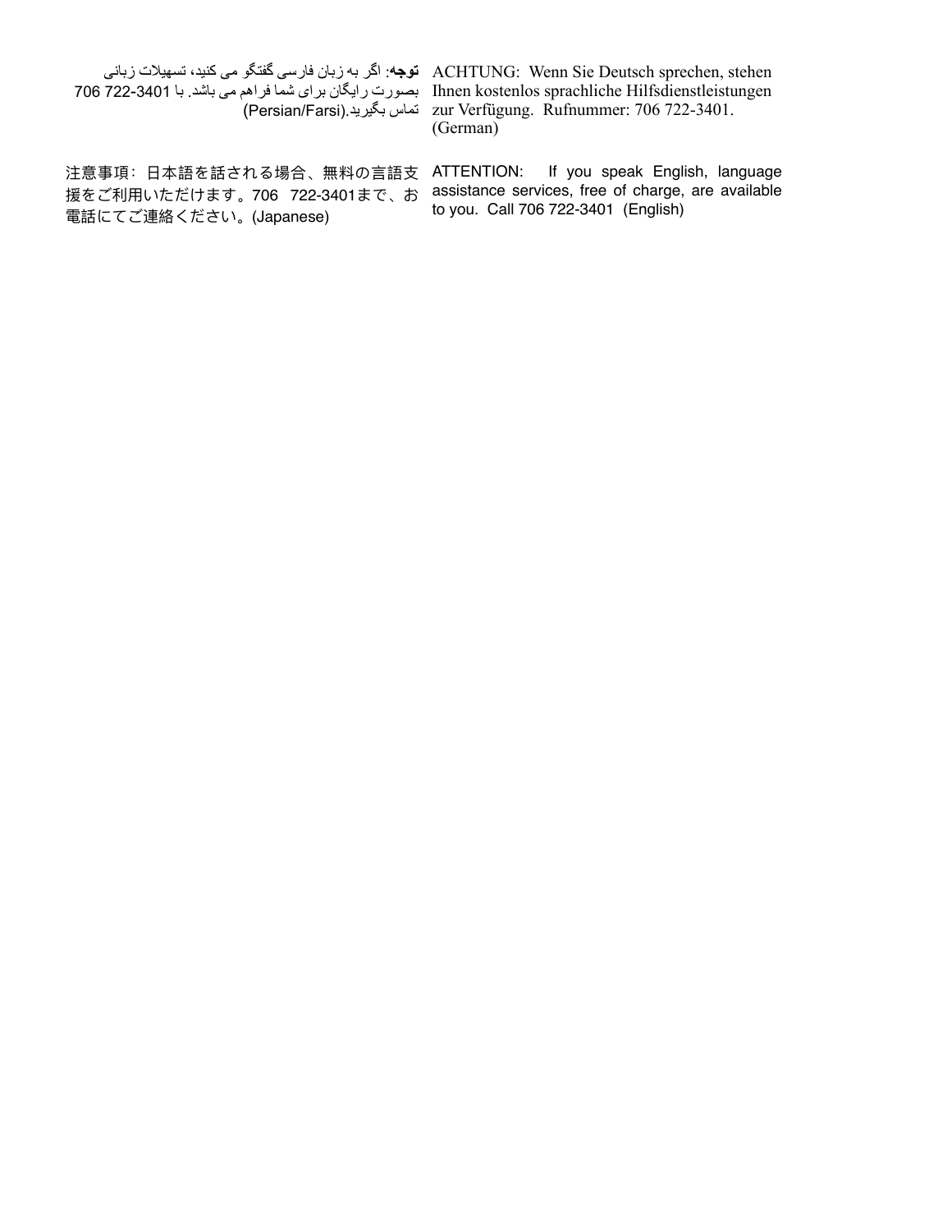**توجه**: اگر به زبان فارسی گفتگو می کنید، تسهیلات زبانی بصورت رایگان برای شما فراهم می باشد. با 3401-722 706 تماس بگیرید.(Persian/Farsi)

ACHTUNG: Wenn Sie Deutsch sprechen, stehen Ihnen kostenlos sprachliche Hilfsdienstleistungen zur Verfügung. Rufnummer: 706 722-3401. (German)

注意事項：日本語を話される場合、無料の言語支援をご利用いただけます。706 722-3401まで、お電話にてご連絡ください。(Japanese)

ATTENTION: If you speak English, language assistance services, free of charge, are available to you. Call 706 722-3401 (English)